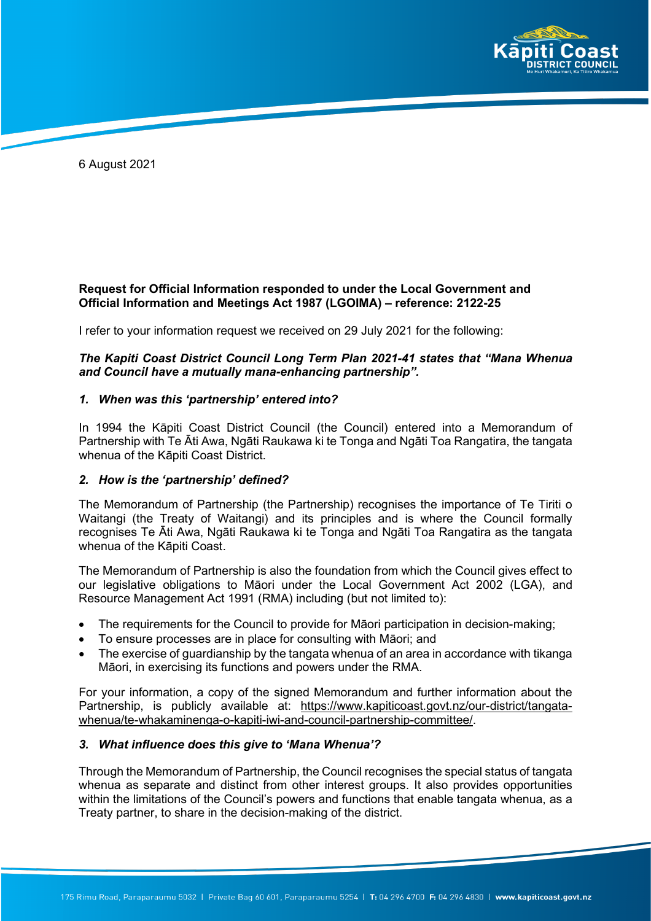6 August 2021

**Request for Official Information responded to under the Local Government and Official Information and Meetings Act 1987 (LGOIMA) – reference: 2122-25**

I refer to your information request we received on 29 July 2021 for the following:

***The Kapiti Coast District Council Long Term Plan 2021-41 states that "Mana Whenua and Council have a mutually mana-enhancing partnership".***

### *1. When was this 'partnership' entered into?*

In 1994 the Kāpiti Coast District Council (the Council) entered into a Memorandum of Partnership with Te Āti Awa, Ngāti Raukawa ki te Tonga and Ngāti Toa Rangatira, the tangata whenua of the Kāpiti Coast District.

### *2. How is the 'partnership' defined?*

The Memorandum of Partnership (the Partnership) recognises the importance of Te Tiriti o Waitangi (the Treaty of Waitangi) and its principles and is where the Council formally recognises Te Āti Awa, Ngāti Raukawa ki te Tonga and Ngāti Toa Rangatira as the tangata whenua of the Kāpiti Coast.

The Memorandum of Partnership is also the foundation from which the Council gives effect to our legislative obligations to Māori under the Local Government Act 2002 (LGA), and Resource Management Act 1991 (RMA) including (but not limited to):

- The requirements for the Council to provide for Māori participation in decision-making;
- To ensure processes are in place for consulting with Māori; and
- The exercise of guardianship by the tangata whenua of an area in accordance with tikanga Māori, in exercising its functions and powers under the RMA.

For your information, a copy of the signed Memorandum and further information about the Partnership, is publicly available at: https://www.kapiticoast.govt.nz/our-district/tangata-whenua/te-whakaminenga-o-kapiti-iwi-and-council-partnership-committee/.

### *3. What influence does this give to 'Mana Whenua'?*

Through the Memorandum of Partnership, the Council recognises the special status of tangata whenua as separate and distinct from other interest groups. It also provides opportunities within the limitations of the Council's powers and functions that enable tangata whenua, as a Treaty partner, to share in the decision-making of the district.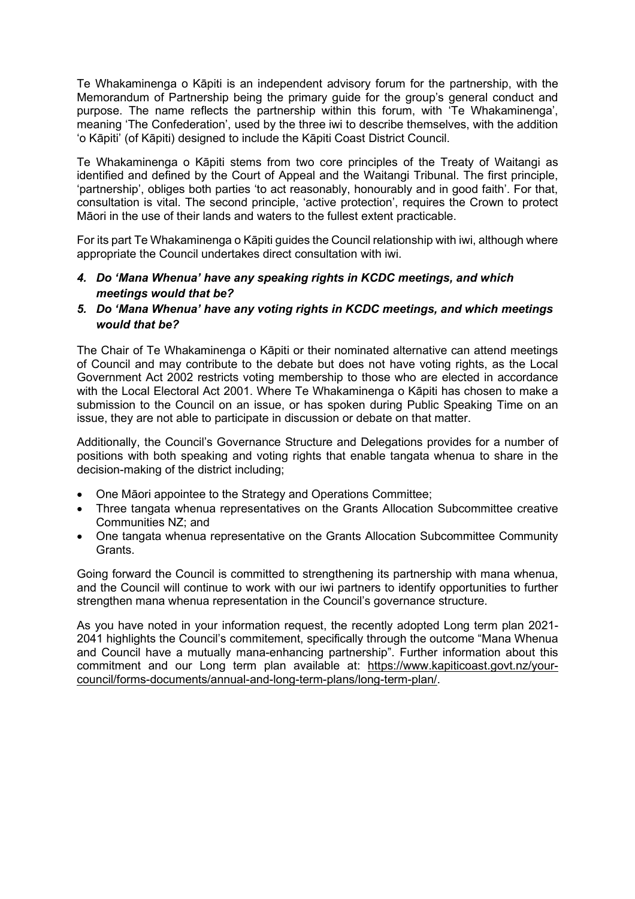Te Whakaminenga o Kāpiti is an independent advisory forum for the partnership, with the Memorandum of Partnership being the primary guide for the group's general conduct and purpose. The name reflects the partnership within this forum, with 'Te Whakaminenga', meaning 'The Confederation', used by the three iwi to describe themselves, with the addition 'o Kāpiti' (of Kāpiti) designed to include the Kāpiti Coast District Council.

Te Whakaminenga o Kāpiti stems from two core principles of the Treaty of Waitangi as identified and defined by the Court of Appeal and the Waitangi Tribunal. The first principle, 'partnership', obliges both parties 'to act reasonably, honourably and in good faith'. For that, consultation is vital. The second principle, 'active protection', requires the Crown to protect Māori in the use of their lands and waters to the fullest extent practicable.

For its part Te Whakaminenga o Kāpiti guides the Council relationship with iwi, although where appropriate the Council undertakes direct consultation with iwi.

4. ***Do 'Mana Whenua' have any speaking rights in KCDC meetings, and which meetings would that be?***
5. ***Do 'Mana Whenua' have any voting rights in KCDC meetings, and which meetings would that be?***

The Chair of Te Whakaminenga o Kāpiti or their nominated alternative can attend meetings of Council and may contribute to the debate but does not have voting rights, as the Local Government Act 2002 restricts voting membership to those who are elected in accordance with the Local Electoral Act 2001. Where Te Whakaminenga o Kāpiti has chosen to make a submission to the Council on an issue, or has spoken during Public Speaking Time on an issue, they are not able to participate in discussion or debate on that matter.

Additionally, the Council's Governance Structure and Delegations provides for a number of positions with both speaking and voting rights that enable tangata whenua to share in the decision-making of the district including;

- One Māori appointee to the Strategy and Operations Committee;
- Three tangata whenua representatives on the Grants Allocation Subcommittee creative Communities NZ; and
- One tangata whenua representative on the Grants Allocation Subcommittee Community Grants.

Going forward the Council is committed to strengthening its partnership with mana whenua, and the Council will continue to work with our iwi partners to identify opportunities to further strengthen mana whenua representation in the Council's governance structure.

As you have noted in your information request, the recently adopted Long term plan 2021-2041 highlights the Council's commitement, specifically through the outcome "Mana Whenua and Council have a mutually mana-enhancing partnership". Further information about this commitment and our Long term plan available at: https://www.kapiticoast.govt.nz/your-council/forms-documents/annual-and-long-term-plans/long-term-plan/.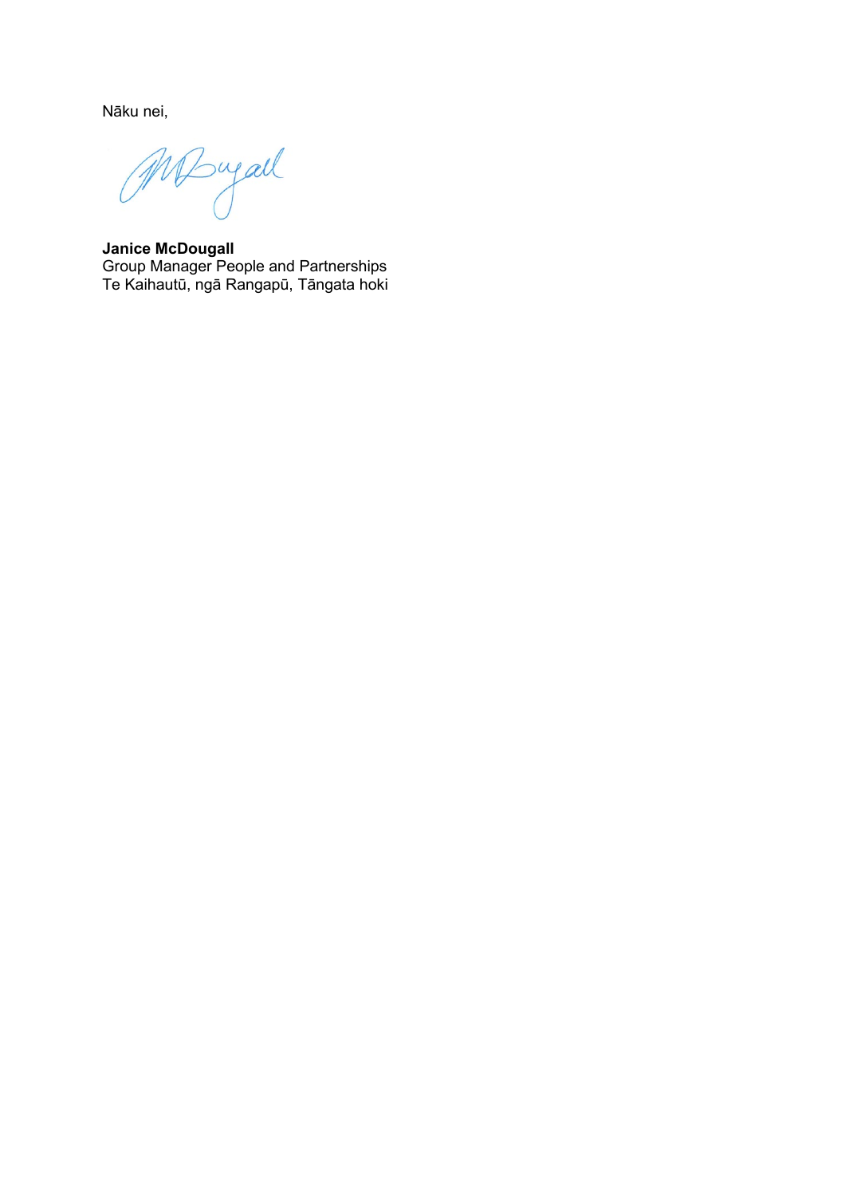Nāku nei,

**Janice McDougall**
Group Manager People and Partnerships
Te Kaihautū, ngā Rangapū, Tāngata hoki